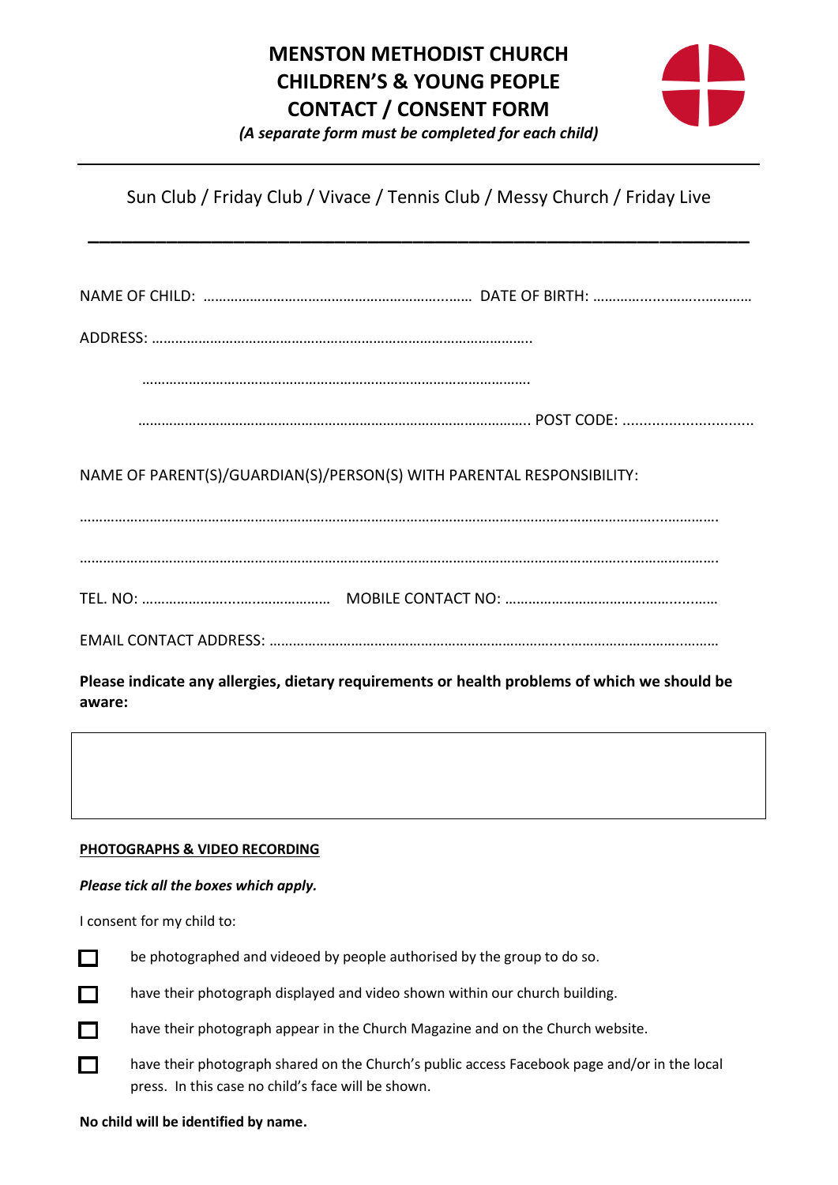# MENSTON METHODIST CHURCH
# CHILDREN'S & YOUNG PEOPLE
# CONTACT / CONSENT FORM

*(A separate form must be completed for each child)*

---

Sun Club / Friday Club / Vivace / Tennis Club / Messy Church / Friday Live

---

NAME OF CHILD: ……………………………………………………………… DATE OF BIRTH: ………………………………

ADDRESS: …………………………………………………………………………………….

…………………………………………………………………………………………

………………………………………………………………………………………… POST CODE: ................................

NAME OF PARENT(S)/GUARDIAN(S)/PERSON(S) WITH PARENTAL RESPONSIBILITY:

……………………………………………………………………………………………………………………………………………

……………………………………………………………………………………………………………………………………………

TEL. NO: ……………………………………………… MOBILE CONTACT NO: ……………………………………………………

EMAIL CONTACT ADDRESS: ………………………………………………………………………………………………………

**Please indicate any allergies, dietary requirements or health problems of which we should be aware:**

| |
|---|
| |

**PHOTOGRAPHS & VIDEO RECORDING**

***Please tick all the boxes which apply.***

I consent for my child to:

- ☐ be photographed and videoed by people authorised by the group to do so.
- ☐ have their photograph displayed and video shown within our church building.
- ☐ have their photograph appear in the Church Magazine and on the Church website.
- ☐ have their photograph shared on the Church's public access Facebook page and/or in the local press. In this case no child's face will be shown.

**No child will be identified by name.**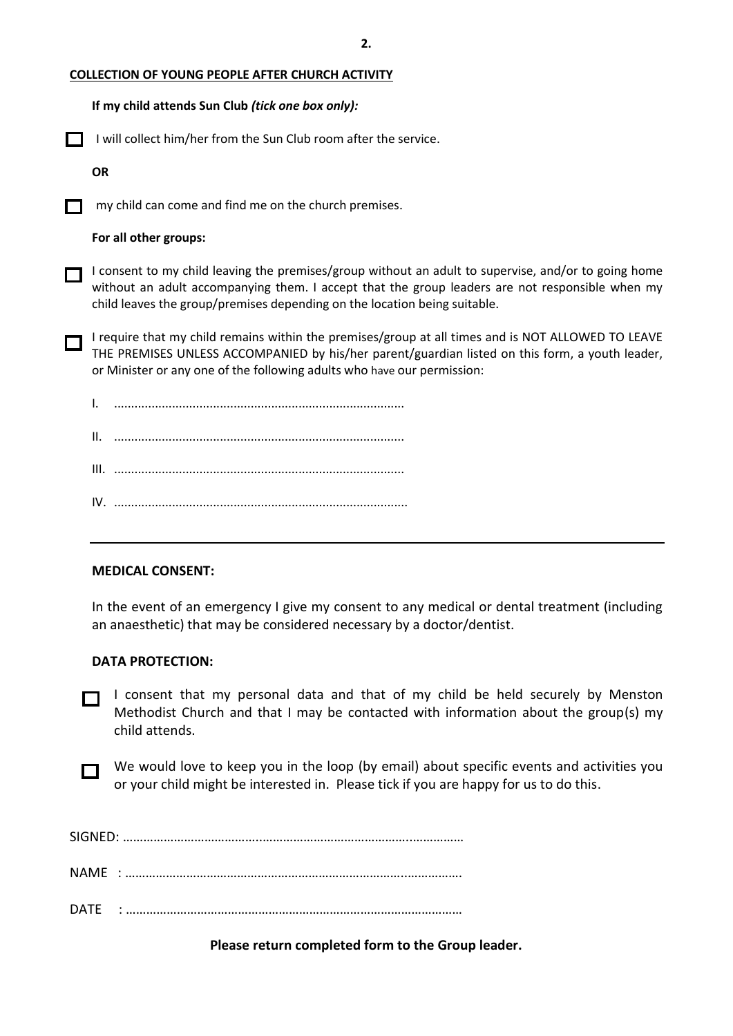**COLLECTION OF YOUNG PEOPLE AFTER CHURCH ACTIVITY**

**If my child attends Sun Club** ***(tick one box only):***

☐ I will collect him/her from the Sun Club room after the service.

**OR**

☐ my child can come and find me on the church premises.

**For all other groups:**

☐ I consent to my child leaving the premises/group without an adult to supervise, and/or to going home without an adult accompanying them. I accept that the group leaders are not responsible when my child leaves the group/premises depending on the location being suitable.

☐ I require that my child remains within the premises/group at all times and is NOT ALLOWED TO LEAVE THE PREMISES UNLESS ACCOMPANIED by his/her parent/guardian listed on this form, a youth leader, or Minister or any one of the following adults who have our permission:

I. ....................................................................................

II. ....................................................................................

III. ....................................................................................

IV. ....................................................................................

---

**MEDICAL CONSENT:**

In the event of an emergency I give my consent to any medical or dental treatment (including an anaesthetic) that may be considered necessary by a doctor/dentist.

**DATA PROTECTION:**

☐ I consent that my personal data and that of my child be held securely by Menston Methodist Church and that I may be contacted with information about the group(s) my child attends.

☐ We would love to keep you in the loop (by email) about specific events and activities you or your child might be interested in. Please tick if you are happy for us to do this.

SIGNED: ………………………………………………………………………………………

NAME : ………………………………………………………………………………………

DATE : ………………………………………………………………………………………

**Please return completed form to the Group leader.**